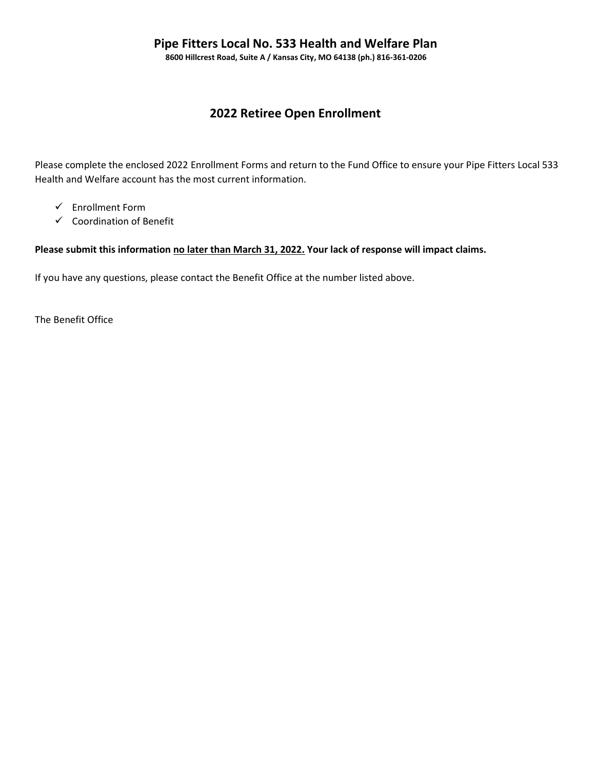# Pipe Fitters Local No. 533 Health and Welfare Plan

**8600 Hillcrest Road, Suite A / Kansas City, MO 64138 (ph.) 816-361-0206**

## 2022 Retiree Open Enrollment

Please complete the enclosed 2022 Enrollment Forms and return to the Fund Office to ensure your Pipe Fitters Local 533 Health and Welfare account has the most current information.

- ✓ Enrollment Form
- ✓ Coordination of Benefit

**Please submit this information <u>no later than March 31, 2022.</u> Your lack of response will impact claims.**

If you have any questions, please contact the Benefit Office at the number listed above.

The Benefit Office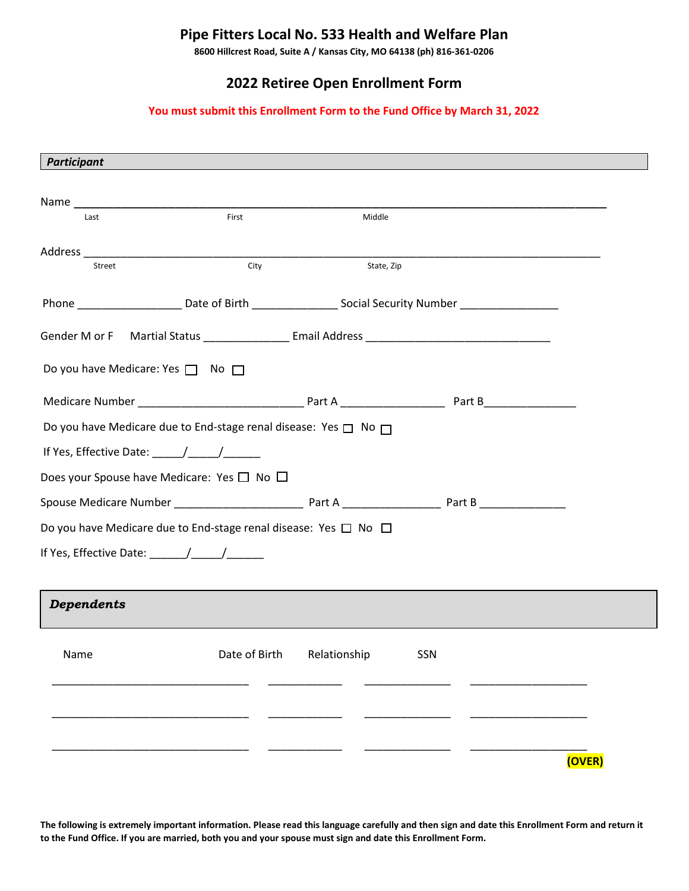# Pipe Fitters Local No. 533 Health and Welfare Plan

**8600 Hillcrest Road, Suite A / Kansas City, MO 64138 (ph) 816-361-0206**

## 2022 Retiree Open Enrollment Form

**You must submit this Enrollment Form to the Fund Office by March 31, 2022**

***Participant***

Name ______________________________________________________________________________
Last First Middle

Address ____________________________________________________________________________
Street City State, Zip

Phone ________________ Date of Birth ______________ Social Security Number ________________

Gender M or F Martial Status ______________ Email Address ______________________________

Do you have Medicare: Yes ☐ No ☐

Medicare Number __________________________ Part A ________________ Part B_______________

Do you have Medicare due to End-stage renal disease: Yes ☐ No ☐

If Yes, Effective Date: _____/_____/______

Does your Spouse have Medicare: Yes ☐ No ☐

Spouse Medicare Number ____________________ Part A _______________ Part B ______________

Do you have Medicare due to End-stage renal disease: Yes ☐ No ☐

If Yes, Effective Date: ______/_____/______

***Dependents***

| Name | Date of Birth | Relationship | SSN |
|---|---|---|---|
| ________________________________ | ____________ | ______________ | ___________________ |
| ________________________________ | ____________ | ______________ | ___________________ |
| ________________________________ | ____________ | ______________ | ___________________ |

**(OVER)**

**The following is extremely important information. Please read this language carefully and then sign and date this Enrollment Form and return it to the Fund Office. If you are married, both you and your spouse must sign and date this Enrollment Form.**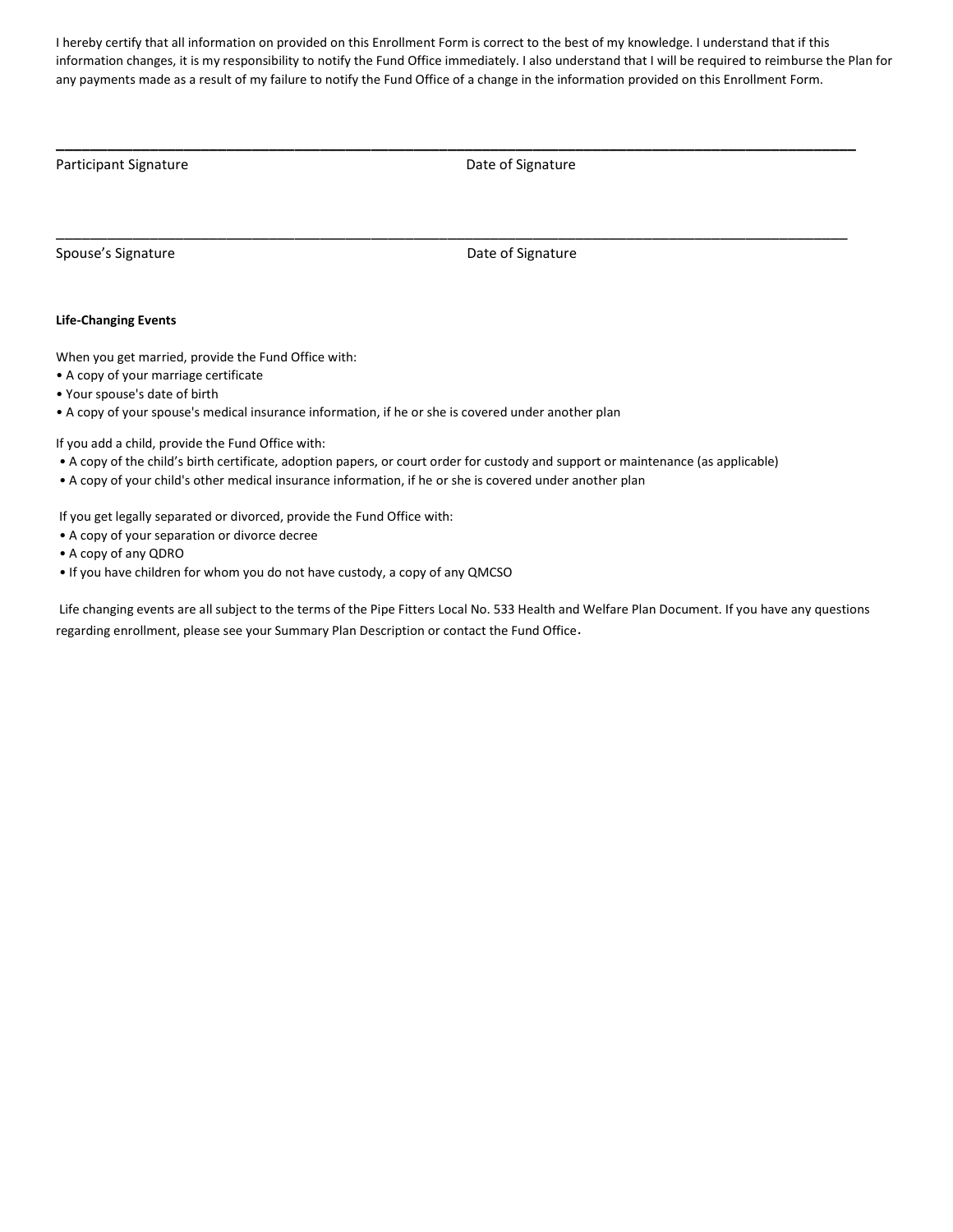I hereby certify that all information on provided on this Enrollment Form is correct to the best of my knowledge. I understand that if this information changes, it is my responsibility to notify the Fund Office immediately. I also understand that I will be required to reimburse the Plan for any payments made as a result of my failure to notify the Fund Office of a change in the information provided on this Enrollment Form.

\_\_\_\_\_\_\_\_\_\_\_\_\_\_\_\_\_\_\_\_\_\_\_\_\_\_\_\_\_\_\_\_\_\_\_\_\_\_\_\_\_\_\_\_\_\_\_\_\_\_\_\_\_\_\_\_\_\_\_\_\_\_\_\_\_\_\_\_\_\_\_\_\_\_\_\_\_\_\_\_\_\_\_\_\_\_

Participant Signature Date of Signature

\_\_\_\_\_\_\_\_\_\_\_\_\_\_\_\_\_\_\_\_\_\_\_\_\_\_\_\_\_\_\_\_\_\_\_\_\_\_\_\_\_\_\_\_\_\_\_\_\_\_\_\_\_\_\_\_\_\_\_\_\_\_\_\_\_\_\_\_\_\_\_\_\_\_\_\_\_\_\_\_\_\_\_\_\_\_

Spouse's Signature Date of Signature

**Life-Changing Events**

When you get married, provide the Fund Office with:

- A copy of your marriage certificate
- Your spouse's date of birth
- A copy of your spouse's medical insurance information, if he or she is covered under another plan

If you add a child, provide the Fund Office with:

- A copy of the child's birth certificate, adoption papers, or court order for custody and support or maintenance (as applicable)
- A copy of your child's other medical insurance information, if he or she is covered under another plan

If you get legally separated or divorced, provide the Fund Office with:

- A copy of your separation or divorce decree
- A copy of any QDRO
- If you have children for whom you do not have custody, a copy of any QMCSO

Life changing events are all subject to the terms of the Pipe Fitters Local No. 533 Health and Welfare Plan Document. If you have any questions regarding enrollment, please see your Summary Plan Description or contact the Fund Office.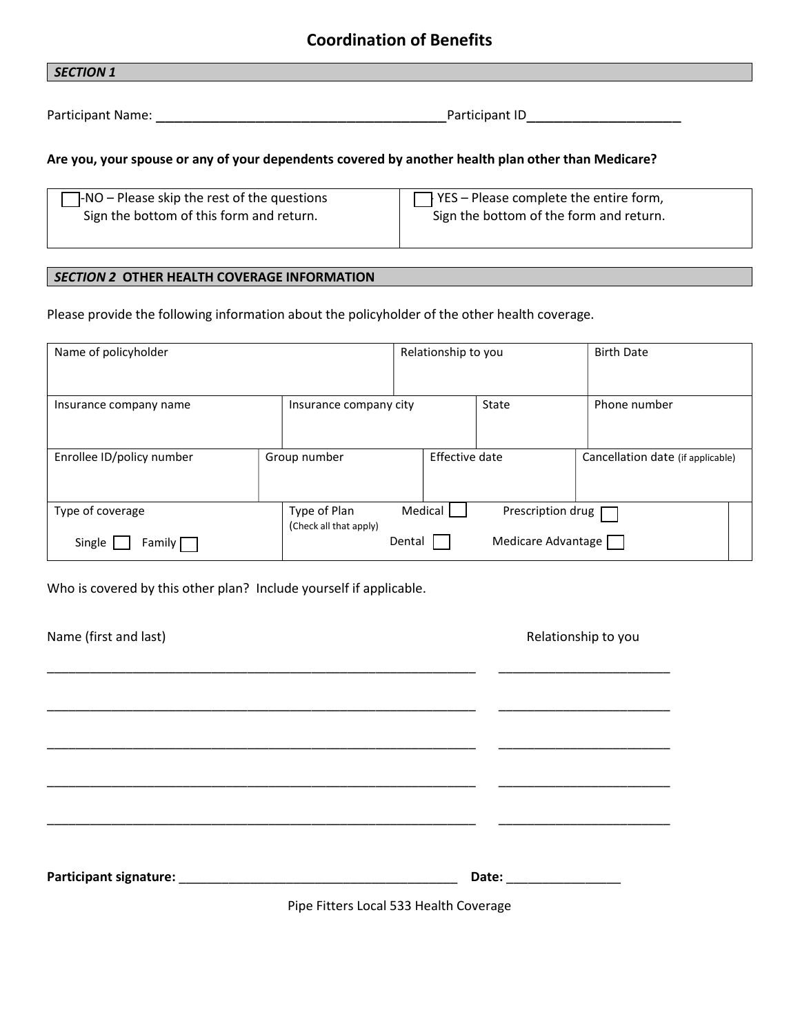# Coordination of Benefits

| *SECTION 1* |
|---|

Participant Name: _______________________________________ Participant ID____________________

**Are you, your spouse or any of your dependents covered by another health plan other than Medicare?**

| | |
|---|---|
| ☐ -NO – Please skip the rest of the questions Sign the bottom of this form and return. | ☐ YES – Please complete the entire form, Sign the bottom of the form and return. |

| *SECTION 2* OTHER HEALTH COVERAGE INFORMATION |
|---|

Please provide the following information about the policyholder of the other health coverage.

| | | | |
|---|---|---|---|
| Name of policyholder | | Relationship to you | Birth Date |
| Insurance company name | Insurance company city | State | Phone number |
| Enrollee ID/policy number | Group number | Effective date | Cancellation date (if applicable) |
| Type of coverage<br>Single ☐ Family ☐ | Type of Plan (Check all that apply)<br>Medical ☐ Prescription drug ☐<br>Dental ☐ Medicare Advantage ☐ | | |

Who is covered by this other plan? Include yourself if applicable.

| Name (first and last) | Relationship to you |
|---|---|
| _______________________________________________ | ____________________ |
| _______________________________________________ | ____________________ |
| _______________________________________________ | ____________________ |
| _______________________________________________ | ____________________ |
| _______________________________________________ | ____________________ |

**Participant signature:** ___________________________________ **Date:** _______________

Pipe Fitters Local 533 Health Coverage